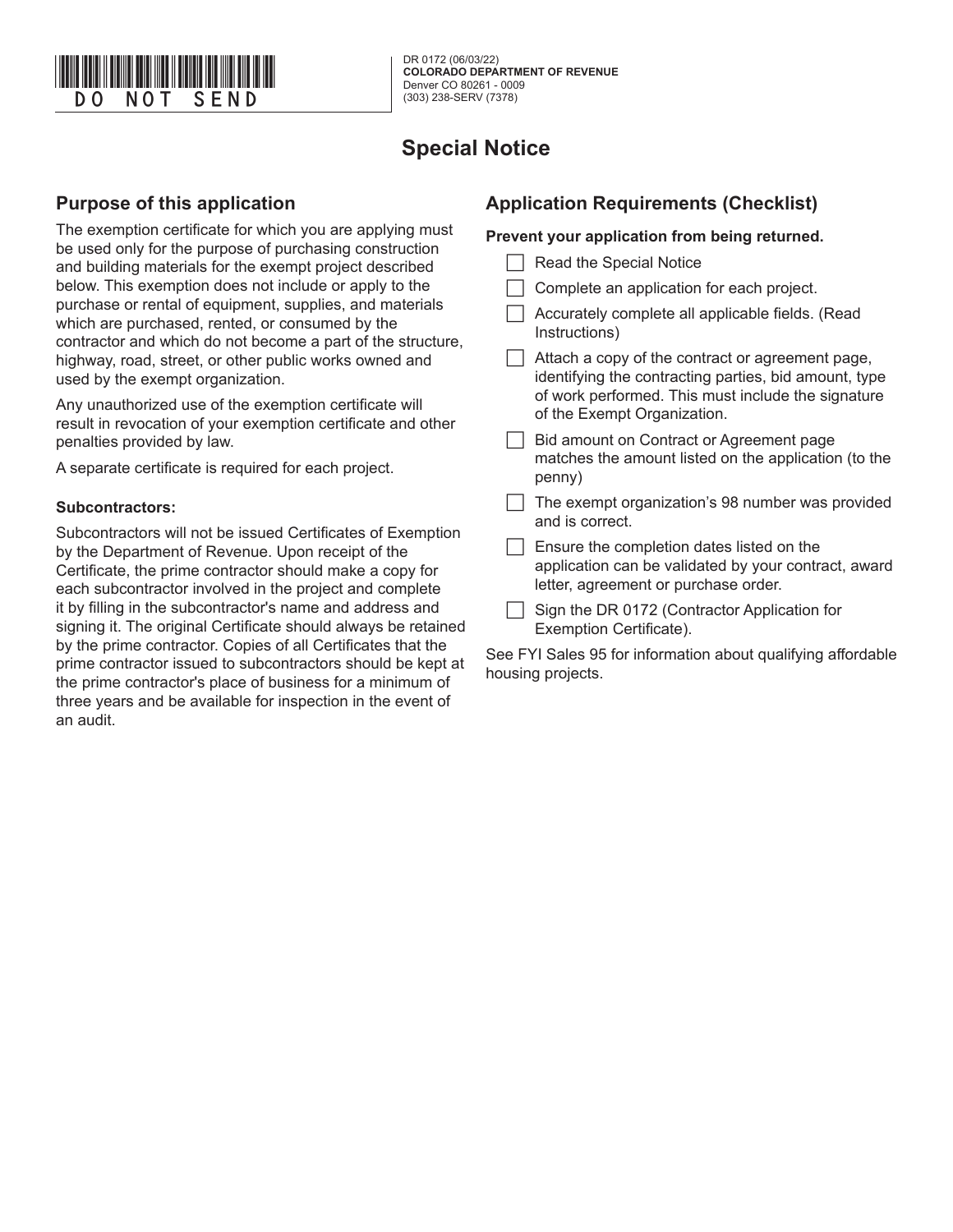DO NOT SEND

DR 0172 (06/03/22)
**COLORADO DEPARTMENT OF REVENUE**
Denver CO 80261 - 0009
(303) 238-SERV (7378)

# Special Notice

## Purpose of this application

The exemption certificate for which you are applying must be used only for the purpose of purchasing construction and building materials for the exempt project described below. This exemption does not include or apply to the purchase or rental of equipment, supplies, and materials which are purchased, rented, or consumed by the contractor and which do not become a part of the structure, highway, road, street, or other public works owned and used by the exempt organization.

Any unauthorized use of the exemption certificate will result in revocation of your exemption certificate and other penalties provided by law.

A separate certificate is required for each project.

### Subcontractors:

Subcontractors will not be issued Certificates of Exemption by the Department of Revenue. Upon receipt of the Certificate, the prime contractor should make a copy for each subcontractor involved in the project and complete it by filling in the subcontractor's name and address and signing it. The original Certificate should always be retained by the prime contractor. Copies of all Certificates that the prime contractor issued to subcontractors should be kept at the prime contractor's place of business for a minimum of three years and be available for inspection in the event of an audit.

## Application Requirements (Checklist)

**Prevent your application from being returned.**

- ☐ Read the Special Notice
- ☐ Complete an application for each project.
- ☐ Accurately complete all applicable fields. (Read Instructions)
- ☐ Attach a copy of the contract or agreement page, identifying the contracting parties, bid amount, type of work performed. This must include the signature of the Exempt Organization.
- ☐ Bid amount on Contract or Agreement page matches the amount listed on the application (to the penny)
- ☐ The exempt organization's 98 number was provided and is correct.
- ☐ Ensure the completion dates listed on the application can be validated by your contract, award letter, agreement or purchase order.
- ☐ Sign the DR 0172 (Contractor Application for Exemption Certificate).

See FYI Sales 95 for information about qualifying affordable housing projects.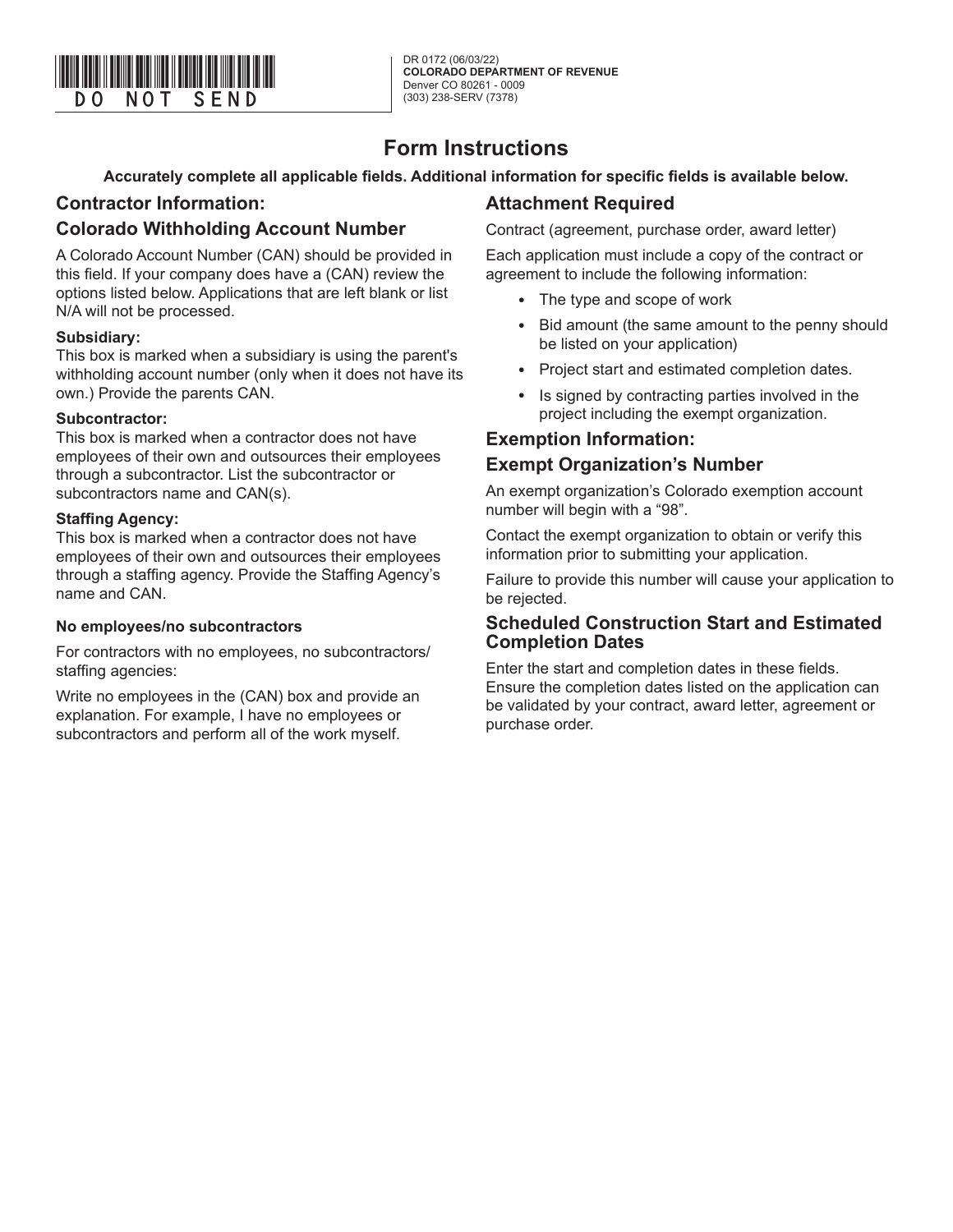DO NOT SEND

DR 0172 (06/03/22)
**COLORADO DEPARTMENT OF REVENUE**
Denver CO 80261 - 0009
(303) 238-SERV (7378)

# Form Instructions

**Accurately complete all applicable fields. Additional information for specific fields is available below.**

## Contractor Information:

## Colorado Withholding Account Number

A Colorado Account Number (CAN) should be provided in this field. If your company does have a (CAN) review the options listed below. Applications that are left blank or list N/A will not be processed.

**Subsidiary:**
This box is marked when a subsidiary is using the parent's withholding account number (only when it does not have its own.) Provide the parents CAN.

**Subcontractor:**
This box is marked when a contractor does not have employees of their own and outsources their employees through a subcontractor. List the subcontractor or subcontractors name and CAN(s).

**Staffing Agency:**
This box is marked when a contractor does not have employees of their own and outsources their employees through a staffing agency. Provide the Staffing Agency's name and CAN.

**No employees/no subcontractors**

For contractors with no employees, no subcontractors/ staffing agencies:

Write no employees in the (CAN) box and provide an explanation. For example, I have no employees or subcontractors and perform all of the work myself.

## Attachment Required

Contract (agreement, purchase order, award letter)

Each application must include a copy of the contract or agreement to include the following information:

- The type and scope of work
- Bid amount (the same amount to the penny should be listed on your application)
- Project start and estimated completion dates.
- Is signed by contracting parties involved in the project including the exempt organization.

## Exemption Information:

## Exempt Organization's Number

An exempt organization's Colorado exemption account number will begin with a "98".

Contact the exempt organization to obtain or verify this information prior to submitting your application.

Failure to provide this number will cause your application to be rejected.

## Scheduled Construction Start and Estimated Completion Dates

Enter the start and completion dates in these fields. Ensure the completion dates listed on the application can be validated by your contract, award letter, agreement or purchase order.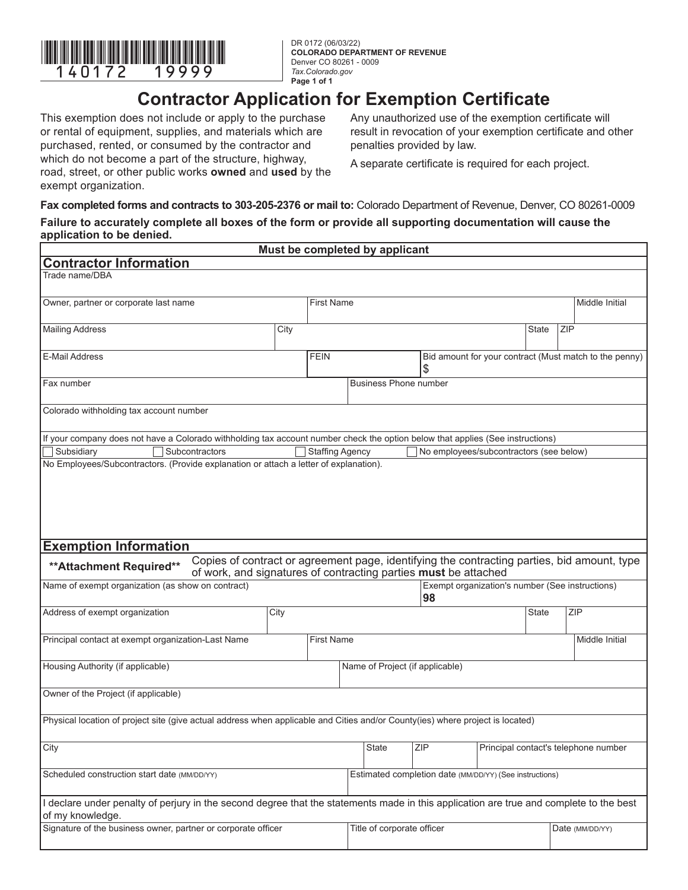140172 19999

DR 0172 (06/03/22)
**COLORADO DEPARTMENT OF REVENUE**
Denver CO 80261 - 0009
*Tax.Colorado.gov*

# Contractor Application for Exemption Certificate

This exemption does not include or apply to the purchase or rental of equipment, supplies, and materials which are purchased, rented, or consumed by the contractor and which do not become a part of the structure, highway, road, street, or other public works **owned** and **used** by the exempt organization.

Any unauthorized use of the exemption certificate will result in revocation of your exemption certificate and other penalties provided by law.

A separate certificate is required for each project.

**Fax completed forms and contracts to 303-205-2376 or mail to:** Colorado Department of Revenue, Denver, CO 80261-0009

**Failure to accurately complete all boxes of the form or provide all supporting documentation will cause the application to be denied.**

**Must be completed by applicant**

## Contractor Information

| | | | | |
|---|---|---|---|---|
| Trade name/DBA | | | | |
| Owner, partner or corporate last name | First Name | | | Middle Initial |
| Mailing Address | City | | State | ZIP |
| E-Mail Address | FEIN | Bid amount for your contract (Must match to the penny) $ | | |
| Fax number | Business Phone number | | | |
| Colorado withholding tax account number | | | | |

If your company does not have a Colorado withholding tax account number check the option below that applies (See instructions)

☐ Subsidiary ☐ Subcontractors ☐ Staffing Agency ☐ No employees/subcontractors (see below)

No Employees/Subcontractors. (Provide explanation or attach a letter of explanation).

## Exemption Information

**\*\*Attachment Required\*\*** Copies of contract or agreement page, identifying the contracting parties, bid amount, type of work, and signatures of contracting parties **must** be attached

| | | | | |
|---|---|---|---|---|
| Name of exempt organization (as show on contract) | | Exempt organization's number (See instructions) **98** | | |
| Address of exempt organization | City | | State | ZIP |
| Principal contact at exempt organization-Last Name | First Name | | | Middle Initial |
| Housing Authority (if applicable) | Name of Project (if applicable) | | | |
| Owner of the Project (if applicable) | | | | |
| Physical location of project site (give actual address when applicable and Cities and/or County(ies) where project is located) | | | | |
| City | State | ZIP | Principal contact's telephone number | |
| Scheduled construction start date (MM/DD/YY) | Estimated completion date (MM/DD/YY) (See instructions) | | | |

I declare under penalty of perjury in the second degree that the statements made in this application are true and complete to the best of my knowledge.

| | | |
|---|---|---|
| Signature of the business owner, partner or corporate officer | Title of corporate officer | Date (MM/DD/YY) |